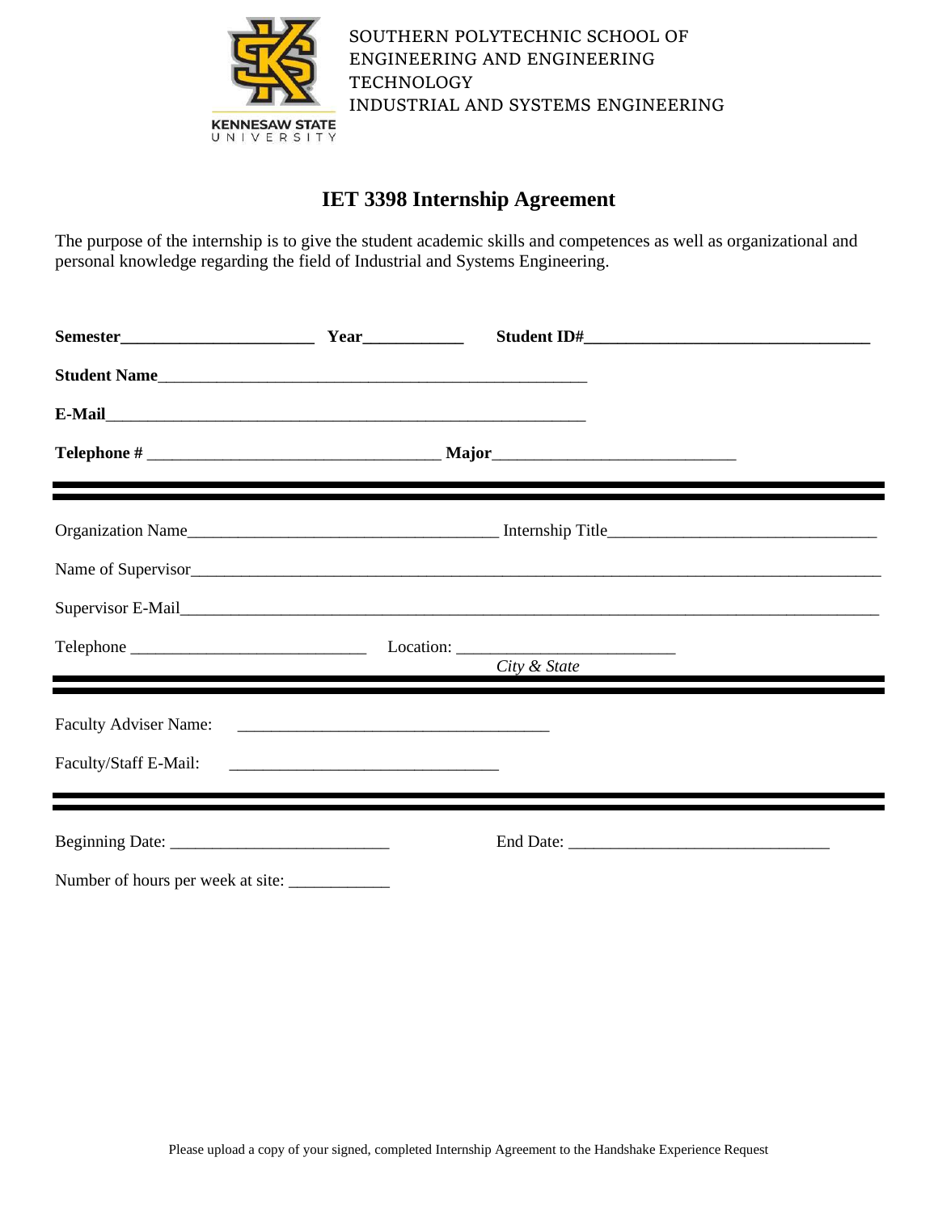SOUTHERN POLYTECHNIC SCHOOL OF ENGINEERING AND ENGINEERING TECHNOLOGY
INDUSTRIAL AND SYSTEMS ENGINEERING

# IET 3398 Internship Agreement

The purpose of the internship is to give the student academic skills and competences as well as organizational and personal knowledge regarding the field of Industrial and Systems Engineering.

**Semester**______________________ **Year**___________ **Student ID#**________________________________

**Student Name**_________________________________________________

**E-Mail**_____________________________________________________

**Telephone #** ________________________________ **Major**___________________________

---

Organization Name___________________________________ Internship Title______________________________

Name of Supervisor_______________________________________________________________________________

Supervisor E-Mail________________________________________________________________________________

Telephone __________________________ Location: ________________________
*City & State*

---

Faculty Adviser Name: ___________________________________

Faculty/Staff E-Mail: ______________________________

---

Beginning Date: ________________________ End Date: _____________________________

Number of hours per week at site: ___________

Please upload a copy of your signed, completed Internship Agreement to the Handshake Experience Request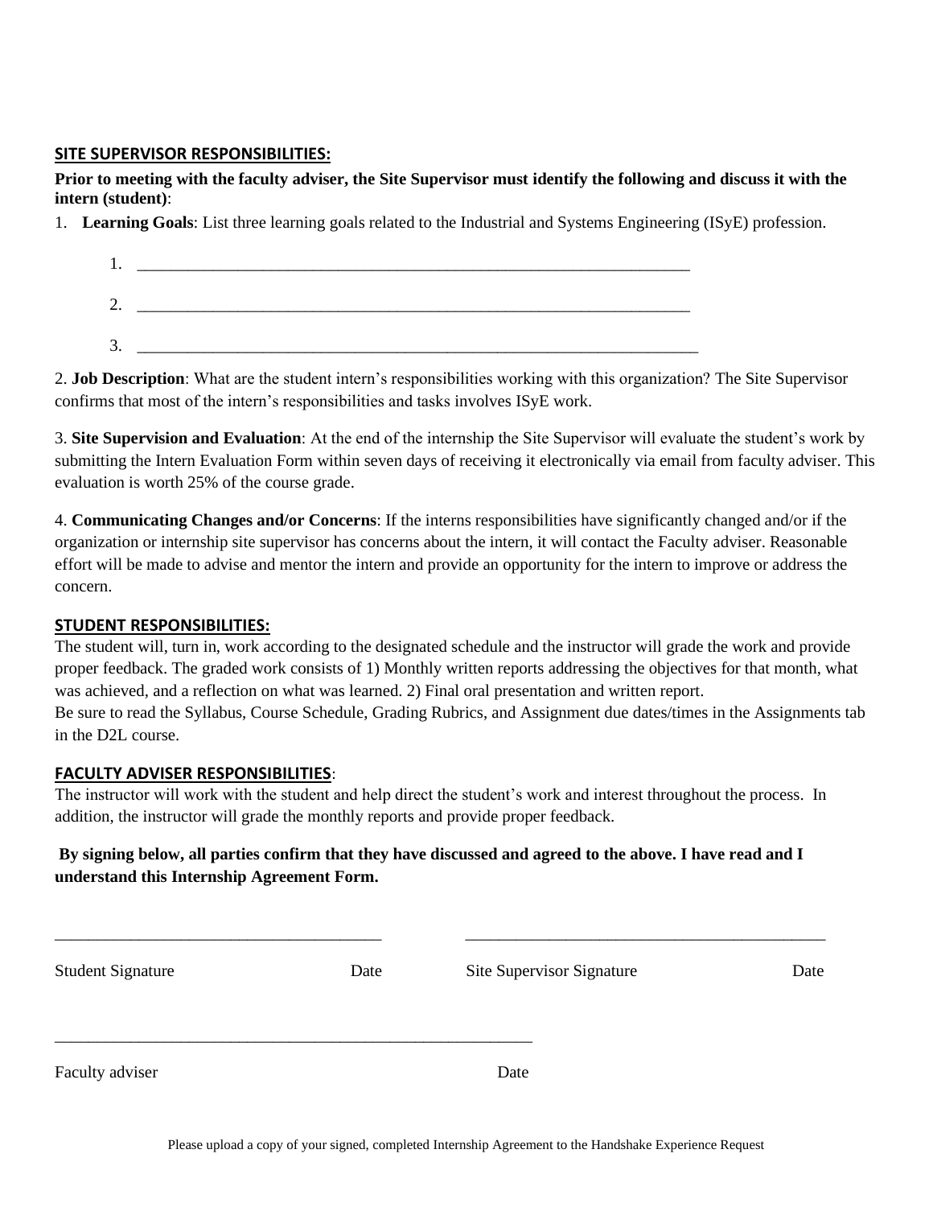**SITE SUPERVISOR RESPONSIBILITIES:**

**Prior to meeting with the faculty adviser, the Site Supervisor must identify the following and discuss it with the intern (student)**:

1. **Learning Goals**: List three learning goals related to the Industrial and Systems Engineering (ISyE) profession.

    1. ______________________________________________________________________

    2. ______________________________________________________________________

    3. ______________________________________________________________________

2. **Job Description**: What are the student intern's responsibilities working with this organization? The Site Supervisor confirms that most of the intern's responsibilities and tasks involves ISyE work.

3. **Site Supervision and Evaluation**: At the end of the internship the Site Supervisor will evaluate the student's work by submitting the Intern Evaluation Form within seven days of receiving it electronically via email from faculty adviser. This evaluation is worth 25% of the course grade.

4. **Communicating Changes and/or Concerns**: If the interns responsibilities have significantly changed and/or if the organization or internship site supervisor has concerns about the intern, it will contact the Faculty adviser. Reasonable effort will be made to advise and mentor the intern and provide an opportunity for the intern to improve or address the concern.

**STUDENT RESPONSIBILITIES:**

The student will, turn in, work according to the designated schedule and the instructor will grade the work and provide proper feedback. The graded work consists of 1) Monthly written reports addressing the objectives for that month, what was achieved, and a reflection on what was learned. 2) Final oral presentation and written report.
Be sure to read the Syllabus, Course Schedule, Grading Rubrics, and Assignment due dates/times in the Assignments tab in the D2L course.

**FACULTY ADVISER RESPONSIBILITIES**:

The instructor will work with the student and help direct the student's work and interest throughout the process. In addition, the instructor will grade the monthly reports and provide proper feedback.

**By signing below, all parties confirm that they have discussed and agreed to the above. I have read and I understand this Internship Agreement Form.**

________________________________________ &nbsp;&nbsp;&nbsp;&nbsp; ____________________________________________

Student Signature &nbsp;&nbsp;&nbsp;&nbsp; Date &nbsp;&nbsp;&nbsp;&nbsp; Site Supervisor Signature &nbsp;&nbsp;&nbsp;&nbsp; Date

__________________________________________________________

Faculty adviser &nbsp;&nbsp;&nbsp;&nbsp; Date

Please upload a copy of your signed, completed Internship Agreement to the Handshake Experience Request